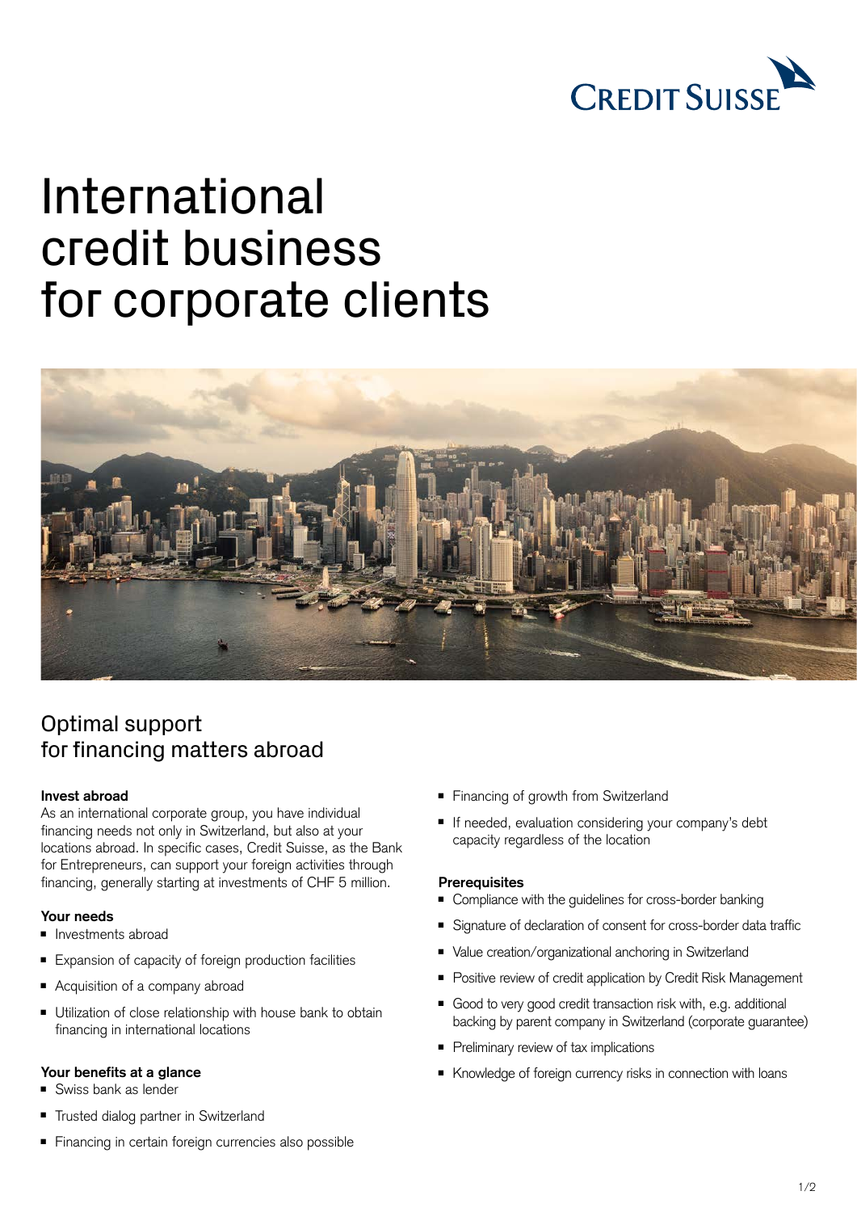# International credit business for corporate clients

## Optimal support for financing matters abroad

### Invest abroad

As an international corporate group, you have individual financing needs not only in Switzerland, but also at your locations abroad. In specific cases, Credit Suisse, as the Bank for Entrepreneurs, can support your foreign activities through financing, generally starting at investments of CHF 5 million.

### Your needs

- Investments abroad
- Expansion of capacity of foreign production facilities
- Acquisition of a company abroad
- Utilization of close relationship with house bank to obtain financing in international locations

### Your benefits at a glance

- Swiss bank as lender
- Trusted dialog partner in Switzerland
- Financing in certain foreign currencies also possible
- Financing of growth from Switzerland
- If needed, evaluation considering your company's debt capacity regardless of the location

### Prerequisites

- Compliance with the guidelines for cross-border banking
- Signature of declaration of consent for cross-border data traffic
- Value creation/organizational anchoring in Switzerland
- Positive review of credit application by Credit Risk Management
- Good to very good credit transaction risk with, e.g. additional backing by parent company in Switzerland (corporate guarantee)
- Preliminary review of tax implications
- Knowledge of foreign currency risks in connection with loans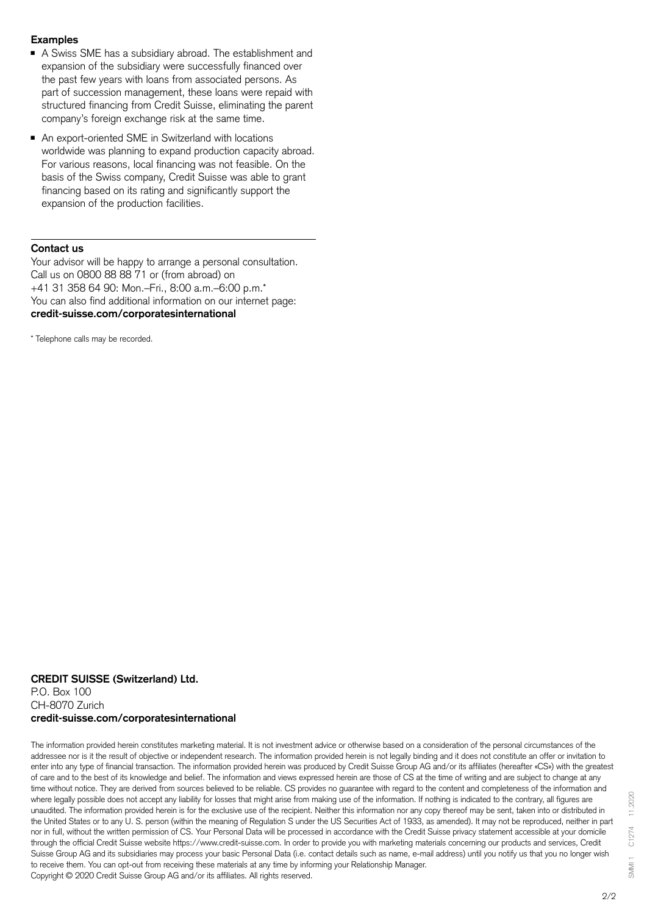### Examples

- A Swiss SME has a subsidiary abroad. The establishment and expansion of the subsidiary were successfully financed over the past few years with loans from associated persons. As part of succession management, these loans were repaid with structured financing from Credit Suisse, eliminating the parent company's foreign exchange risk at the same time.
- An export-oriented SME in Switzerland with locations worldwide was planning to expand production capacity abroad. For various reasons, local financing was not feasible. On the basis of the Swiss company, Credit Suisse was able to grant financing based on its rating and significantly support the expansion of the production facilities.

### Contact us

Your advisor will be happy to arrange a personal consultation. Call us on 0800 88 88 71 or (from abroad) on +41 31 358 64 90: Mon.–Fri., 8:00 a.m.–6:00 p.m.*
You can also find additional information on our internet page:
**credit-suisse.com/corporatesinternational**

* Telephone calls may be recorded.

**CREDIT SUISSE (Switzerland) Ltd.**
P.O. Box 100
CH-8070 Zurich
**credit-suisse.com/corporatesinternational**

The information provided herein constitutes marketing material. It is not investment advice or otherwise based on a consideration of the personal circumstances of the addressee nor is it the result of objective or independent research. The information provided herein is not legally binding and it does not constitute an offer or invitation to enter into any type of financial transaction. The information provided herein was produced by Credit Suisse Group AG and/or its affiliates (hereafter «CS») with the greatest of care and to the best of its knowledge and belief. The information and views expressed herein are those of CS at the time of writing and are subject to change at any time without notice. They are derived from sources believed to be reliable. CS provides no guarantee with regard to the content and completeness of the information and where legally possible does not accept any liability for losses that might arise from making use of the information. If nothing is indicated to the contrary, all figures are unaudited. The information provided herein is for the exclusive use of the recipient. Neither this information nor any copy thereof may be sent, taken into or distributed in the United States or to any U. S. person (within the meaning of Regulation S under the US Securities Act of 1933, as amended). It may not be reproduced, neither in part nor in full, without the written permission of CS. Your Personal Data will be processed in accordance with the Credit Suisse privacy statement accessible at your domicile through the official Credit Suisse website https://www.credit-suisse.com. In order to provide you with marketing materials concerning our products and services, Credit Suisse Group AG and its subsidiaries may process your basic Personal Data (i.e. contact details such as name, e-mail address) until you notify us that you no longer wish to receive them. You can opt-out from receiving these materials at any time by informing your Relationship Manager.
Copyright © 2020 Credit Suisse Group AG and/or its affiliates. All rights reserved.

SMMI 1 C1274 11.2020